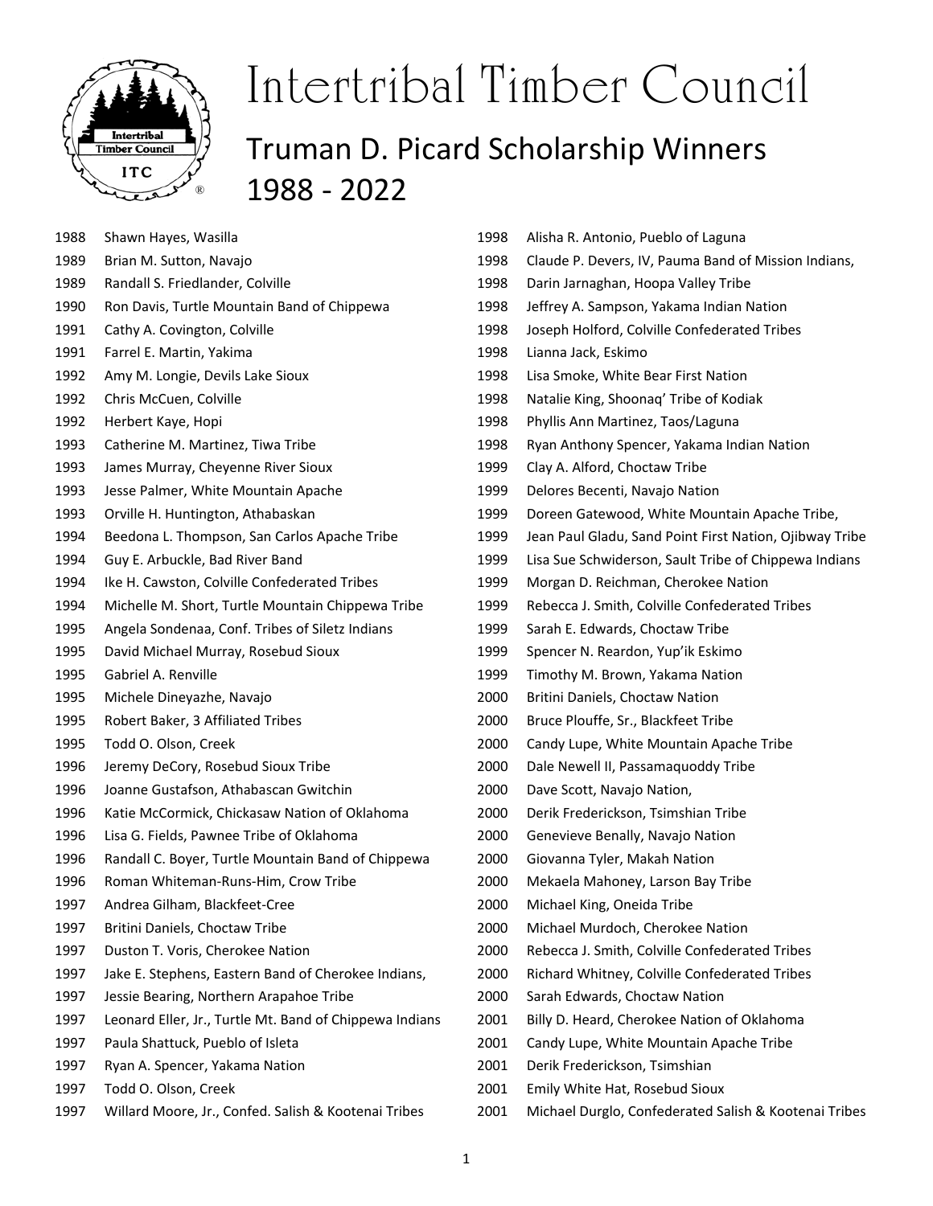# Intertribal Timber Council

## Truman D. Picard Scholarship Winners 1988 - 2022

1988 Shawn Hayes, Wasilla
1989 Brian M. Sutton, Navajo
1989 Randall S. Friedlander, Colville
1990 Ron Davis, Turtle Mountain Band of Chippewa
1991 Cathy A. Covington, Colville
1991 Farrel E. Martin, Yakima
1992 Amy M. Longie, Devils Lake Sioux
1992 Chris McCuen, Colville
1992 Herbert Kaye, Hopi
1993 Catherine M. Martinez, Tiwa Tribe
1993 James Murray, Cheyenne River Sioux
1993 Jesse Palmer, White Mountain Apache
1993 Orville H. Huntington, Athabaskan
1994 Beedona L. Thompson, San Carlos Apache Tribe
1994 Guy E. Arbuckle, Bad River Band
1994 Ike H. Cawston, Colville Confederated Tribes
1994 Michelle M. Short, Turtle Mountain Chippewa Tribe
1995 Angela Sondenaa, Conf. Tribes of Siletz Indians
1995 David Michael Murray, Rosebud Sioux
1995 Gabriel A. Renville
1995 Michele Dineyazhe, Navajo
1995 Robert Baker, 3 Affiliated Tribes
1995 Todd O. Olson, Creek
1996 Jeremy DeCory, Rosebud Sioux Tribe
1996 Joanne Gustafson, Athabascan Gwitchin
1996 Katie McCormick, Chickasaw Nation of Oklahoma
1996 Lisa G. Fields, Pawnee Tribe of Oklahoma
1996 Randall C. Boyer, Turtle Mountain Band of Chippewa
1996 Roman Whiteman-Runs-Him, Crow Tribe
1997 Andrea Gilham, Blackfeet-Cree
1997 Britini Daniels, Choctaw Tribe
1997 Duston T. Voris, Cherokee Nation
1997 Jake E. Stephens, Eastern Band of Cherokee Indians,
1997 Jessie Bearing, Northern Arapahoe Tribe
1997 Leonard Eller, Jr., Turtle Mt. Band of Chippewa Indians
1997 Paula Shattuck, Pueblo of Isleta
1997 Ryan A. Spencer, Yakama Nation
1997 Todd O. Olson, Creek
1997 Willard Moore, Jr., Confed. Salish & Kootenai Tribes
1998 Alisha R. Antonio, Pueblo of Laguna
1998 Claude P. Devers, IV, Pauma Band of Mission Indians,
1998 Darin Jarnaghan, Hoopa Valley Tribe
1998 Jeffrey A. Sampson, Yakama Indian Nation
1998 Joseph Holford, Colville Confederated Tribes
1998 Lianna Jack, Eskimo
1998 Lisa Smoke, White Bear First Nation
1998 Natalie King, Shoonaq' Tribe of Kodiak
1998 Phyllis Ann Martinez, Taos/Laguna
1998 Ryan Anthony Spencer, Yakama Indian Nation
1999 Clay A. Alford, Choctaw Tribe
1999 Delores Becenti, Navajo Nation
1999 Doreen Gatewood, White Mountain Apache Tribe,
1999 Jean Paul Gladu, Sand Point First Nation, Ojibway Tribe
1999 Lisa Sue Schwiderson, Sault Tribe of Chippewa Indians
1999 Morgan D. Reichman, Cherokee Nation
1999 Rebecca J. Smith, Colville Confederated Tribes
1999 Sarah E. Edwards, Choctaw Tribe
1999 Spencer N. Reardon, Yup'ik Eskimo
1999 Timothy M. Brown, Yakama Nation
2000 Britini Daniels, Choctaw Nation
2000 Bruce Plouffe, Sr., Blackfeet Tribe
2000 Candy Lupe, White Mountain Apache Tribe
2000 Dale Newell II, Passamaquoddy Tribe
2000 Dave Scott, Navajo Nation,
2000 Derik Frederickson, Tsimshian Tribe
2000 Genevieve Benally, Navajo Nation
2000 Giovanna Tyler, Makah Nation
2000 Mekaela Mahoney, Larson Bay Tribe
2000 Michael King, Oneida Tribe
2000 Michael Murdoch, Cherokee Nation
2000 Rebecca J. Smith, Colville Confederated Tribes
2000 Richard Whitney, Colville Confederated Tribes
2000 Sarah Edwards, Choctaw Nation
2001 Billy D. Heard, Cherokee Nation of Oklahoma
2001 Candy Lupe, White Mountain Apache Tribe
2001 Derik Frederickson, Tsimshian
2001 Emily White Hat, Rosebud Sioux
2001 Michael Durglo, Confederated Salish & Kootenai Tribes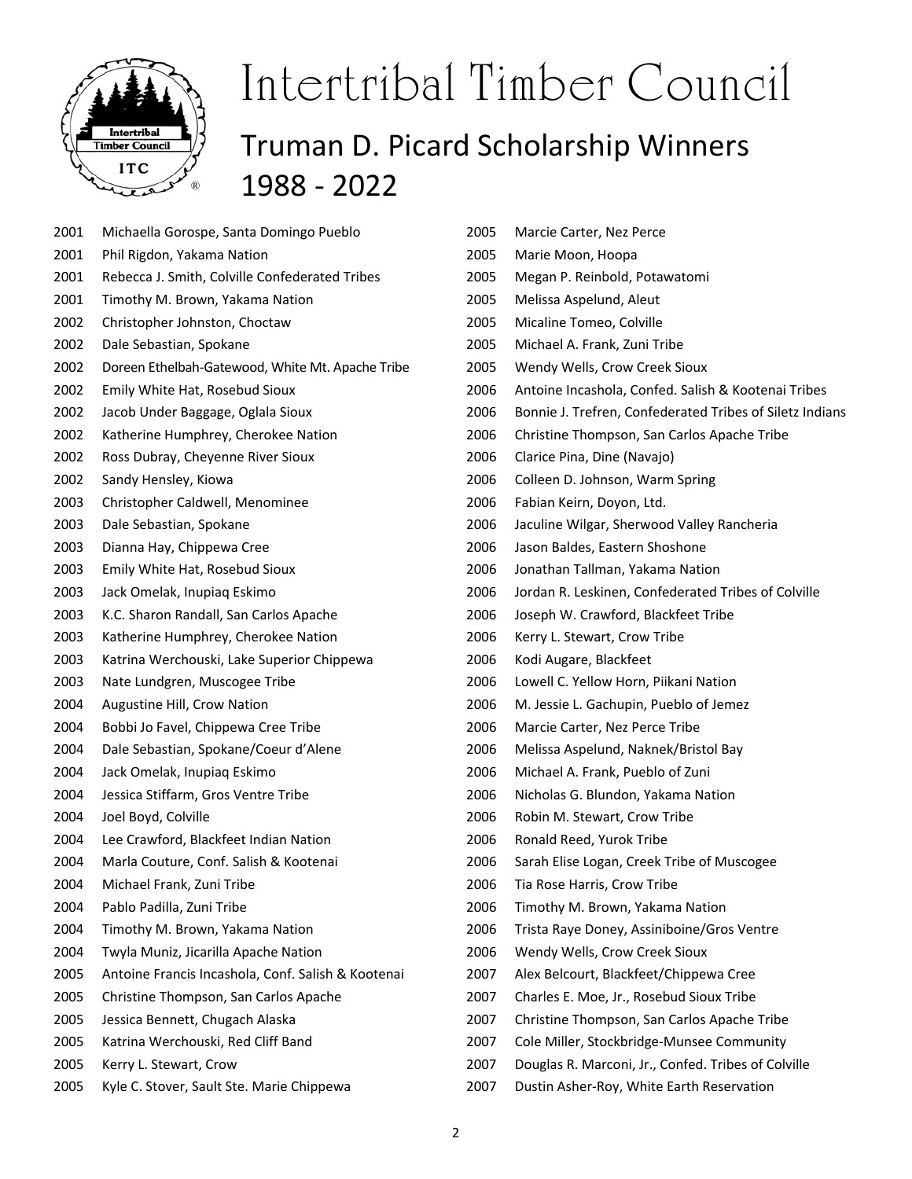# Intertribal Timber Council

## Truman D. Picard Scholarship Winners 1988 - 2022

2001 Michaella Gorospe, Santa Domingo Pueblo
2001 Phil Rigdon, Yakama Nation
2001 Rebecca J. Smith, Colville Confederated Tribes
2001 Timothy M. Brown, Yakama Nation
2002 Christopher Johnston, Choctaw
2002 Dale Sebastian, Spokane
2002 Doreen Ethelbah-Gatewood, White Mt. Apache Tribe
2002 Emily White Hat, Rosebud Sioux
2002 Jacob Under Baggage, Oglala Sioux
2002 Katherine Humphrey, Cherokee Nation
2002 Ross Dubray, Cheyenne River Sioux
2002 Sandy Hensley, Kiowa
2003 Christopher Caldwell, Menominee
2003 Dale Sebastian, Spokane
2003 Dianna Hay, Chippewa Cree
2003 Emily White Hat, Rosebud Sioux
2003 Jack Omelak, Inupiaq Eskimo
2003 K.C. Sharon Randall, San Carlos Apache
2003 Katherine Humphrey, Cherokee Nation
2003 Katrina Werchouski, Lake Superior Chippewa
2003 Nate Lundgren, Muscogee Tribe
2004 Augustine Hill, Crow Nation
2004 Bobbi Jo Favel, Chippewa Cree Tribe
2004 Dale Sebastian, Spokane/Coeur d'Alene
2004 Jack Omelak, Inupiaq Eskimo
2004 Jessica Stiffarm, Gros Ventre Tribe
2004 Joel Boyd, Colville
2004 Lee Crawford, Blackfeet Indian Nation
2004 Marla Couture, Conf. Salish & Kootenai
2004 Michael Frank, Zuni Tribe
2004 Pablo Padilla, Zuni Tribe
2004 Timothy M. Brown, Yakama Nation
2004 Twyla Muniz, Jicarilla Apache Nation
2005 Antoine Francis Incashola, Conf. Salish & Kootenai
2005 Christine Thompson, San Carlos Apache
2005 Jessica Bennett, Chugach Alaska
2005 Katrina Werchouski, Red Cliff Band
2005 Kerry L. Stewart, Crow
2005 Kyle C. Stover, Sault Ste. Marie Chippewa
2005 Marcie Carter, Nez Perce
2005 Marie Moon, Hoopa
2005 Megan P. Reinbold, Potawatomi
2005 Melissa Aspelund, Aleut
2005 Micaline Tomeo, Colville
2005 Michael A. Frank, Zuni Tribe
2005 Wendy Wells, Crow Creek Sioux
2006 Antoine Incashola, Confed. Salish & Kootenai Tribes
2006 Bonnie J. Trefren, Confederated Tribes of Siletz Indians
2006 Christine Thompson, San Carlos Apache Tribe
2006 Clarice Pina, Dine (Navajo)
2006 Colleen D. Johnson, Warm Spring
2006 Fabian Keirn, Doyon, Ltd.
2006 Jaculine Wilgar, Sherwood Valley Rancheria
2006 Jason Baldes, Eastern Shoshone
2006 Jonathan Tallman, Yakama Nation
2006 Jordan R. Leskinen, Confederated Tribes of Colville
2006 Joseph W. Crawford, Blackfeet Tribe
2006 Kerry L. Stewart, Crow Tribe
2006 Kodi Augare, Blackfeet
2006 Lowell C. Yellow Horn, Piikani Nation
2006 M. Jessie L. Gachupin, Pueblo of Jemez
2006 Marcie Carter, Nez Perce Tribe
2006 Melissa Aspelund, Naknek/Bristol Bay
2006 Michael A. Frank, Pueblo of Zuni
2006 Nicholas G. Blundon, Yakama Nation
2006 Robin M. Stewart, Crow Tribe
2006 Ronald Reed, Yurok Tribe
2006 Sarah Elise Logan, Creek Tribe of Muscogee
2006 Tia Rose Harris, Crow Tribe
2006 Timothy M. Brown, Yakama Nation
2006 Trista Raye Doney, Assiniboine/Gros Ventre
2006 Wendy Wells, Crow Creek Sioux
2007 Alex Belcourt, Blackfeet/Chippewa Cree
2007 Charles E. Moe, Jr., Rosebud Sioux Tribe
2007 Christine Thompson, San Carlos Apache Tribe
2007 Cole Miller, Stockbridge-Munsee Community
2007 Douglas R. Marconi, Jr., Confed. Tribes of Colville
2007 Dustin Asher-Roy, White Earth Reservation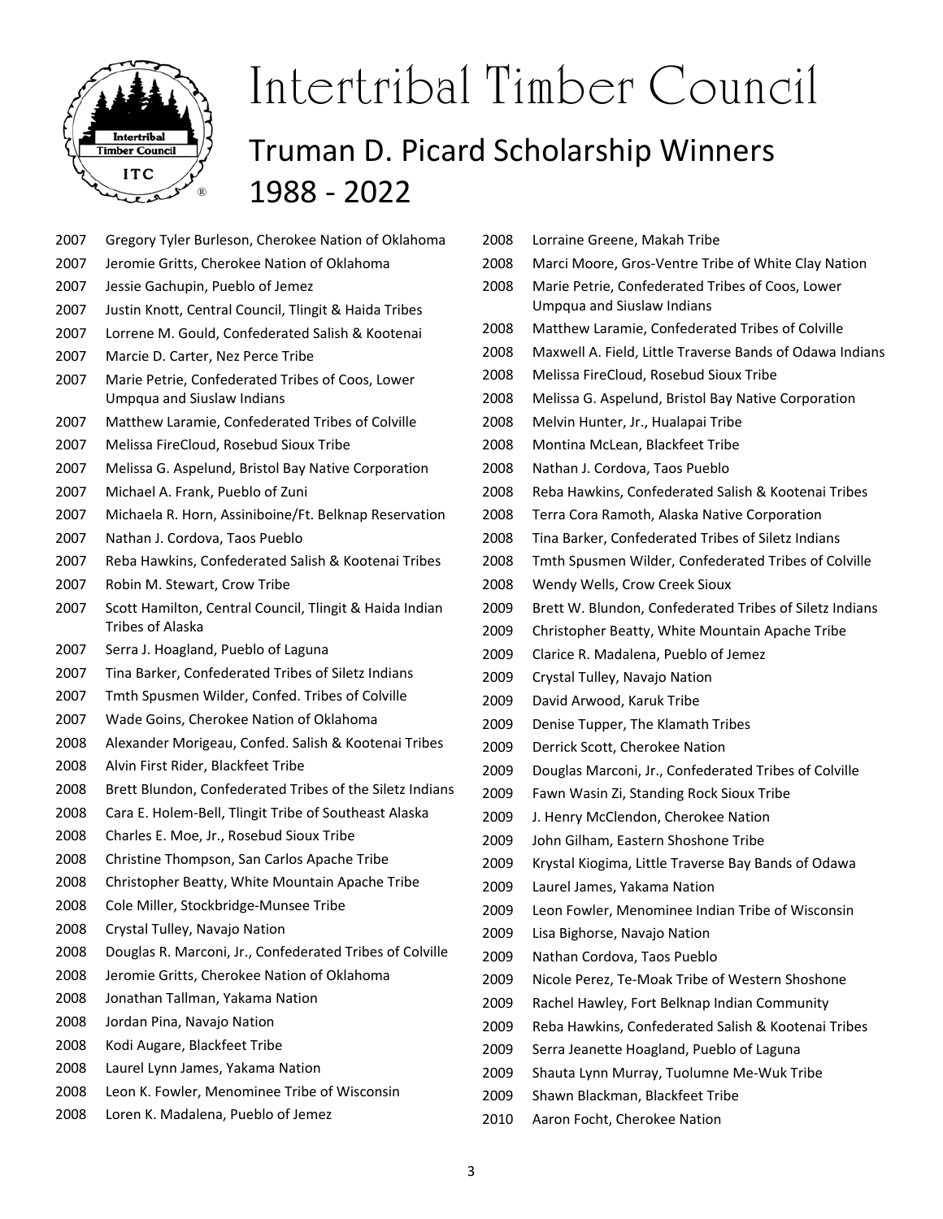# Intertribal Timber Council

## Truman D. Picard Scholarship Winners 1988 - 2022

2007 Gregory Tyler Burleson, Cherokee Nation of Oklahoma
2007 Jeromie Gritts, Cherokee Nation of Oklahoma
2007 Jessie Gachupin, Pueblo of Jemez
2007 Justin Knott, Central Council, Tlingit & Haida Tribes
2007 Lorrene M. Gould, Confederated Salish & Kootenai
2007 Marcie D. Carter, Nez Perce Tribe
2007 Marie Petrie, Confederated Tribes of Coos, Lower Umpqua and Siuslaw Indians
2007 Matthew Laramie, Confederated Tribes of Colville
2007 Melissa FireCloud, Rosebud Sioux Tribe
2007 Melissa G. Aspelund, Bristol Bay Native Corporation
2007 Michael A. Frank, Pueblo of Zuni
2007 Michaela R. Horn, Assiniboine/Ft. Belknap Reservation
2007 Nathan J. Cordova, Taos Pueblo
2007 Reba Hawkins, Confederated Salish & Kootenai Tribes
2007 Robin M. Stewart, Crow Tribe
2007 Scott Hamilton, Central Council, Tlingit & Haida Indian Tribes of Alaska
2007 Serra J. Hoagland, Pueblo of Laguna
2007 Tina Barker, Confederated Tribes of Siletz Indians
2007 Tmth Spusmen Wilder, Confed. Tribes of Colville
2007 Wade Goins, Cherokee Nation of Oklahoma
2008 Alexander Morigeau, Confed. Salish & Kootenai Tribes
2008 Alvin First Rider, Blackfeet Tribe
2008 Brett Blundon, Confederated Tribes of the Siletz Indians
2008 Cara E. Holem-Bell, Tlingit Tribe of Southeast Alaska
2008 Charles E. Moe, Jr., Rosebud Sioux Tribe
2008 Christine Thompson, San Carlos Apache Tribe
2008 Christopher Beatty, White Mountain Apache Tribe
2008 Cole Miller, Stockbridge-Munsee Tribe
2008 Crystal Tulley, Navajo Nation
2008 Douglas R. Marconi, Jr., Confederated Tribes of Colville
2008 Jeromie Gritts, Cherokee Nation of Oklahoma
2008 Jonathan Tallman, Yakama Nation
2008 Jordan Pina, Navajo Nation
2008 Kodi Augare, Blackfeet Tribe
2008 Laurel Lynn James, Yakama Nation
2008 Leon K. Fowler, Menominee Tribe of Wisconsin
2008 Loren K. Madalena, Pueblo of Jemez
2008 Lorraine Greene, Makah Tribe
2008 Marci Moore, Gros-Ventre Tribe of White Clay Nation
2008 Marie Petrie, Confederated Tribes of Coos, Lower Umpqua and Siuslaw Indians
2008 Matthew Laramie, Confederated Tribes of Colville
2008 Maxwell A. Field, Little Traverse Bands of Odawa Indians
2008 Melissa FireCloud, Rosebud Sioux Tribe
2008 Melissa G. Aspelund, Bristol Bay Native Corporation
2008 Melvin Hunter, Jr., Hualapai Tribe
2008 Montina McLean, Blackfeet Tribe
2008 Nathan J. Cordova, Taos Pueblo
2008 Reba Hawkins, Confederated Salish & Kootenai Tribes
2008 Terra Cora Ramoth, Alaska Native Corporation
2008 Tina Barker, Confederated Tribes of Siletz Indians
2008 Tmth Spusmen Wilder, Confederated Tribes of Colville
2008 Wendy Wells, Crow Creek Sioux
2009 Brett W. Blundon, Confederated Tribes of Siletz Indians
2009 Christopher Beatty, White Mountain Apache Tribe
2009 Clarice R. Madalena, Pueblo of Jemez
2009 Crystal Tulley, Navajo Nation
2009 David Arwood, Karuk Tribe
2009 Denise Tupper, The Klamath Tribes
2009 Derrick Scott, Cherokee Nation
2009 Douglas Marconi, Jr., Confederated Tribes of Colville
2009 Fawn Wasin Zi, Standing Rock Sioux Tribe
2009 J. Henry McClendon, Cherokee Nation
2009 John Gilham, Eastern Shoshone Tribe
2009 Krystal Kiogima, Little Traverse Bay Bands of Odawa
2009 Laurel James, Yakama Nation
2009 Leon Fowler, Menominee Indian Tribe of Wisconsin
2009 Lisa Bighorse, Navajo Nation
2009 Nathan Cordova, Taos Pueblo
2009 Nicole Perez, Te-Moak Tribe of Western Shoshone
2009 Rachel Hawley, Fort Belknap Indian Community
2009 Reba Hawkins, Confederated Salish & Kootenai Tribes
2009 Serra Jeanette Hoagland, Pueblo of Laguna
2009 Shauta Lynn Murray, Tuolumne Me-Wuk Tribe
2009 Shawn Blackman, Blackfeet Tribe
2010 Aaron Focht, Cherokee Nation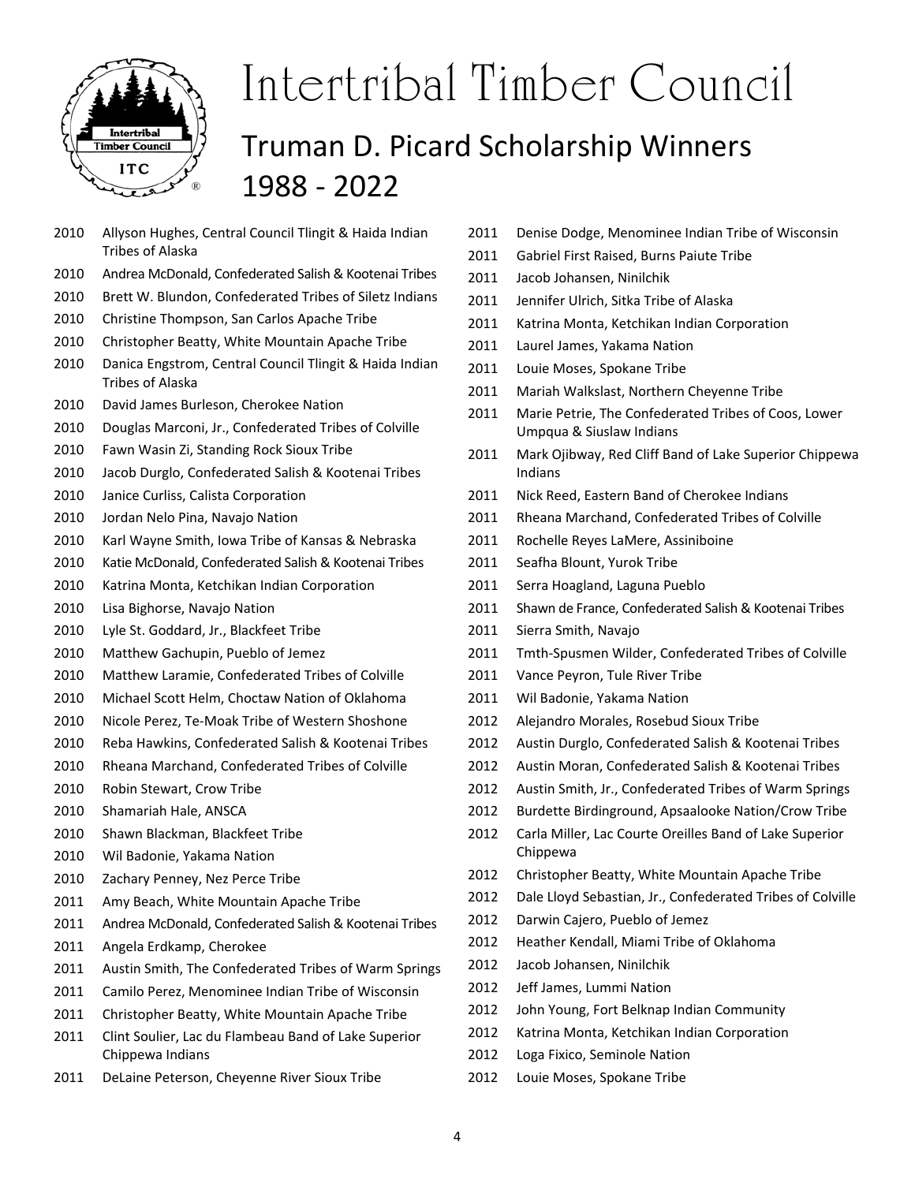# Intertribal Timber Council

## Truman D. Picard Scholarship Winners 1988 - 2022

2010 Allyson Hughes, Central Council Tlingit & Haida Indian Tribes of Alaska
2010 Andrea McDonald, Confederated Salish & Kootenai Tribes
2010 Brett W. Blundon, Confederated Tribes of Siletz Indians
2010 Christine Thompson, San Carlos Apache Tribe
2010 Christopher Beatty, White Mountain Apache Tribe
2010 Danica Engstrom, Central Council Tlingit & Haida Indian Tribes of Alaska
2010 David James Burleson, Cherokee Nation
2010 Douglas Marconi, Jr., Confederated Tribes of Colville
2010 Fawn Wasin Zi, Standing Rock Sioux Tribe
2010 Jacob Durglo, Confederated Salish & Kootenai Tribes
2010 Janice Curliss, Calista Corporation
2010 Jordan Nelo Pina, Navajo Nation
2010 Karl Wayne Smith, Iowa Tribe of Kansas & Nebraska
2010 Katie McDonald, Confederated Salish & Kootenai Tribes
2010 Katrina Monta, Ketchikan Indian Corporation
2010 Lisa Bighorse, Navajo Nation
2010 Lyle St. Goddard, Jr., Blackfeet Tribe
2010 Matthew Gachupin, Pueblo of Jemez
2010 Matthew Laramie, Confederated Tribes of Colville
2010 Michael Scott Helm, Choctaw Nation of Oklahoma
2010 Nicole Perez, Te-Moak Tribe of Western Shoshone
2010 Reba Hawkins, Confederated Salish & Kootenai Tribes
2010 Rheana Marchand, Confederated Tribes of Colville
2010 Robin Stewart, Crow Tribe
2010 Shamariah Hale, ANSCA
2010 Shawn Blackman, Blackfeet Tribe
2010 Wil Badonie, Yakama Nation
2010 Zachary Penney, Nez Perce Tribe
2011 Amy Beach, White Mountain Apache Tribe
2011 Andrea McDonald, Confederated Salish & Kootenai Tribes
2011 Angela Erdkamp, Cherokee
2011 Austin Smith, The Confederated Tribes of Warm Springs
2011 Camilo Perez, Menominee Indian Tribe of Wisconsin
2011 Christopher Beatty, White Mountain Apache Tribe
2011 Clint Soulier, Lac du Flambeau Band of Lake Superior Chippewa Indians
2011 DeLaine Peterson, Cheyenne River Sioux Tribe
2011 Denise Dodge, Menominee Indian Tribe of Wisconsin
2011 Gabriel First Raised, Burns Paiute Tribe
2011 Jacob Johansen, Ninilchik
2011 Jennifer Ulrich, Sitka Tribe of Alaska
2011 Katrina Monta, Ketchikan Indian Corporation
2011 Laurel James, Yakama Nation
2011 Louie Moses, Spokane Tribe
2011 Mariah Walkslast, Northern Cheyenne Tribe
2011 Marie Petrie, The Confederated Tribes of Coos, Lower Umpqua & Siuslaw Indians
2011 Mark Ojibway, Red Cliff Band of Lake Superior Chippewa Indians
2011 Nick Reed, Eastern Band of Cherokee Indians
2011 Rheana Marchand, Confederated Tribes of Colville
2011 Rochelle Reyes LaMere, Assiniboine
2011 Seafha Blount, Yurok Tribe
2011 Serra Hoagland, Laguna Pueblo
2011 Shawn de France, Confederated Salish & Kootenai Tribes
2011 Sierra Smith, Navajo
2011 Tmth-Spusmen Wilder, Confederated Tribes of Colville
2011 Vance Peyron, Tule River Tribe
2011 Wil Badonie, Yakama Nation
2012 Alejandro Morales, Rosebud Sioux Tribe
2012 Austin Durglo, Confederated Salish & Kootenai Tribes
2012 Austin Moran, Confederated Salish & Kootenai Tribes
2012 Austin Smith, Jr., Confederated Tribes of Warm Springs
2012 Burdette Birdinground, Apsaalooke Nation/Crow Tribe
2012 Carla Miller, Lac Courte Oreilles Band of Lake Superior Chippewa
2012 Christopher Beatty, White Mountain Apache Tribe
2012 Dale Lloyd Sebastian, Jr., Confederated Tribes of Colville
2012 Darwin Cajero, Pueblo of Jemez
2012 Heather Kendall, Miami Tribe of Oklahoma
2012 Jacob Johansen, Ninilchik
2012 Jeff James, Lummi Nation
2012 John Young, Fort Belknap Indian Community
2012 Katrina Monta, Ketchikan Indian Corporation
2012 Loga Fixico, Seminole Nation
2012 Louie Moses, Spokane Tribe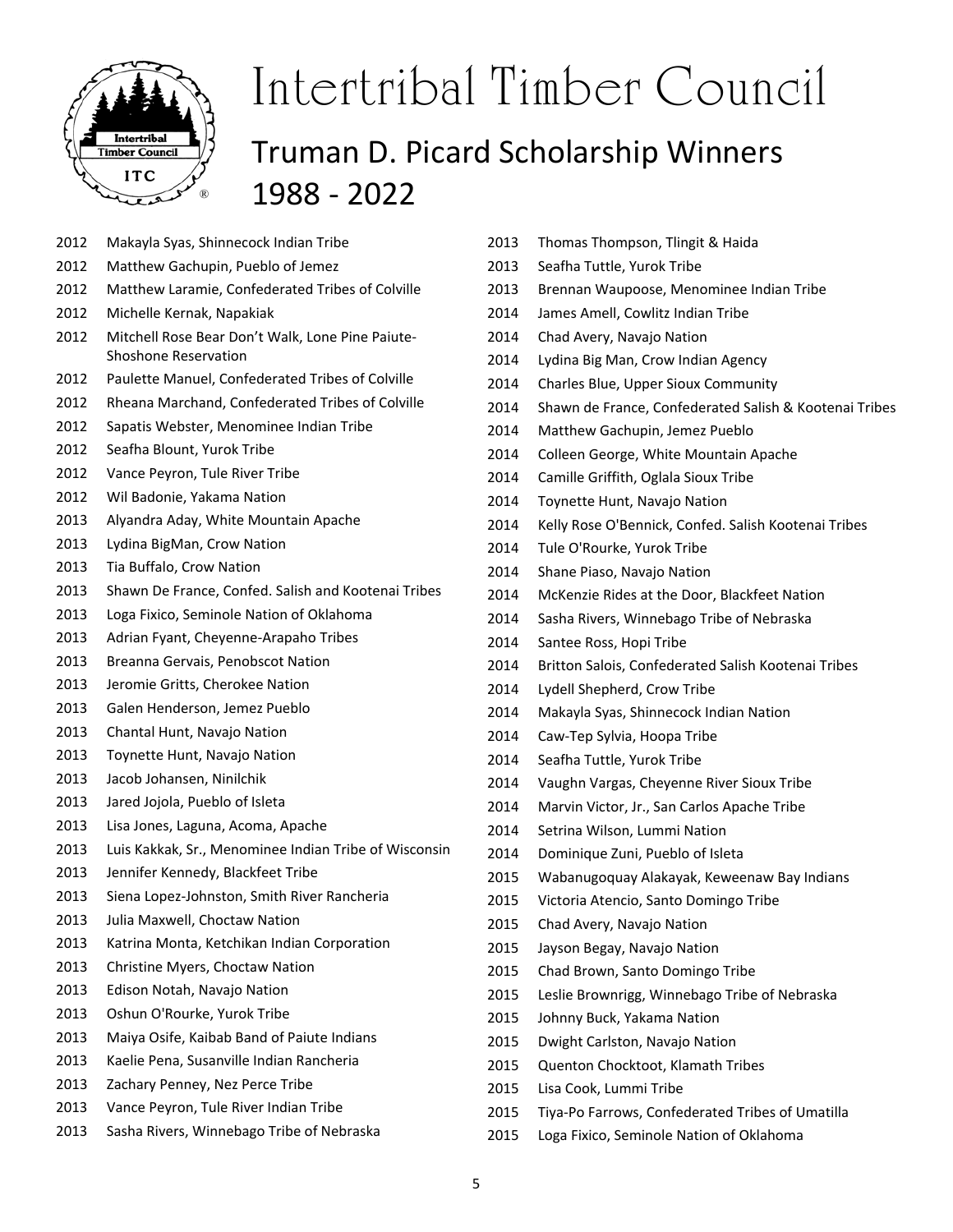# Intertribal Timber Council

## Truman D. Picard Scholarship Winners 1988 - 2022

2012 Makayla Syas, Shinnecock Indian Tribe
2012 Matthew Gachupin, Pueblo of Jemez
2012 Matthew Laramie, Confederated Tribes of Colville
2012 Michelle Kernak, Napakiak
2012 Mitchell Rose Bear Don't Walk, Lone Pine Paiute-Shoshone Reservation
2012 Paulette Manuel, Confederated Tribes of Colville
2012 Rheana Marchand, Confederated Tribes of Colville
2012 Sapatis Webster, Menominee Indian Tribe
2012 Seafha Blount, Yurok Tribe
2012 Vance Peyron, Tule River Tribe
2012 Wil Badonie, Yakama Nation
2013 Alyandra Aday, White Mountain Apache
2013 Lydina BigMan, Crow Nation
2013 Tia Buffalo, Crow Nation
2013 Shawn De France, Confed. Salish and Kootenai Tribes
2013 Loga Fixico, Seminole Nation of Oklahoma
2013 Adrian Fyant, Cheyenne-Arapaho Tribes
2013 Breanna Gervais, Penobscot Nation
2013 Jeromie Gritts, Cherokee Nation
2013 Galen Henderson, Jemez Pueblo
2013 Chantal Hunt, Navajo Nation
2013 Toynette Hunt, Navajo Nation
2013 Jacob Johansen, Ninilchik
2013 Jared Jojola, Pueblo of Isleta
2013 Lisa Jones, Laguna, Acoma, Apache
2013 Luis Kakkak, Sr., Menominee Indian Tribe of Wisconsin
2013 Jennifer Kennedy, Blackfeet Tribe
2013 Siena Lopez-Johnston, Smith River Rancheria
2013 Julia Maxwell, Choctaw Nation
2013 Katrina Monta, Ketchikan Indian Corporation
2013 Christine Myers, Choctaw Nation
2013 Edison Notah, Navajo Nation
2013 Oshun O'Rourke, Yurok Tribe
2013 Maiya Osife, Kaibab Band of Paiute Indians
2013 Kaelie Pena, Susanville Indian Rancheria
2013 Zachary Penney, Nez Perce Tribe
2013 Vance Peyron, Tule River Indian Tribe
2013 Sasha Rivers, Winnebago Tribe of Nebraska
2013 Thomas Thompson, Tlingit & Haida
2013 Seafha Tuttle, Yurok Tribe
2013 Brennan Waupoose, Menominee Indian Tribe
2014 James Amell, Cowlitz Indian Tribe
2014 Chad Avery, Navajo Nation
2014 Lydina Big Man, Crow Indian Agency
2014 Charles Blue, Upper Sioux Community
2014 Shawn de France, Confederated Salish & Kootenai Tribes
2014 Matthew Gachupin, Jemez Pueblo
2014 Colleen George, White Mountain Apache
2014 Camille Griffith, Oglala Sioux Tribe
2014 Toynette Hunt, Navajo Nation
2014 Kelly Rose O'Bennick, Confed. Salish Kootenai Tribes
2014 Tule O'Rourke, Yurok Tribe
2014 Shane Piaso, Navajo Nation
2014 McKenzie Rides at the Door, Blackfeet Nation
2014 Sasha Rivers, Winnebago Tribe of Nebraska
2014 Santee Ross, Hopi Tribe
2014 Britton Salois, Confederated Salish Kootenai Tribes
2014 Lydell Shepherd, Crow Tribe
2014 Makayla Syas, Shinnecock Indian Nation
2014 Caw-Tep Sylvia, Hoopa Tribe
2014 Seafha Tuttle, Yurok Tribe
2014 Vaughn Vargas, Cheyenne River Sioux Tribe
2014 Marvin Victor, Jr., San Carlos Apache Tribe
2014 Setrina Wilson, Lummi Nation
2014 Dominique Zuni, Pueblo of Isleta
2015 Wabanugoquay Alakayak, Keweenaw Bay Indians
2015 Victoria Atencio, Santo Domingo Tribe
2015 Chad Avery, Navajo Nation
2015 Jayson Begay, Navajo Nation
2015 Chad Brown, Santo Domingo Tribe
2015 Leslie Brownrigg, Winnebago Tribe of Nebraska
2015 Johnny Buck, Yakama Nation
2015 Dwight Carlston, Navajo Nation
2015 Quenton Chocktoot, Klamath Tribes
2015 Lisa Cook, Lummi Tribe
2015 Tiya-Po Farrows, Confederated Tribes of Umatilla
2015 Loga Fixico, Seminole Nation of Oklahoma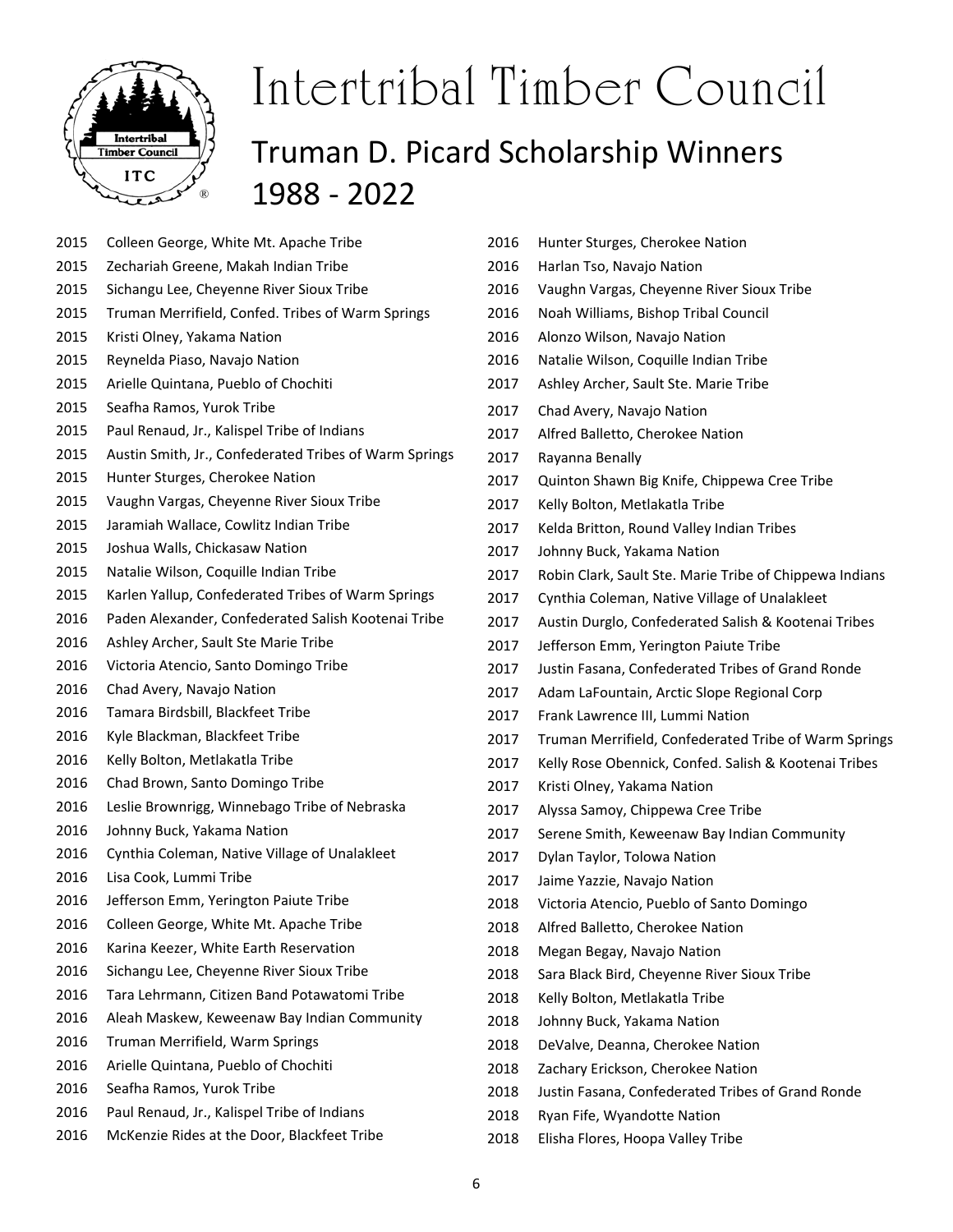# Intertribal Timber Council

## Truman D. Picard Scholarship Winners 1988 - 2022

2015 Colleen George, White Mt. Apache Tribe
2015 Zechariah Greene, Makah Indian Tribe
2015 Sichangu Lee, Cheyenne River Sioux Tribe
2015 Truman Merrifield, Confed. Tribes of Warm Springs
2015 Kristi Olney, Yakama Nation
2015 Reynelda Piaso, Navajo Nation
2015 Arielle Quintana, Pueblo of Chochiti
2015 Seafha Ramos, Yurok Tribe
2015 Paul Renaud, Jr., Kalispel Tribe of Indians
2015 Austin Smith, Jr., Confederated Tribes of Warm Springs
2015 Hunter Sturges, Cherokee Nation
2015 Vaughn Vargas, Cheyenne River Sioux Tribe
2015 Jaramiah Wallace, Cowlitz Indian Tribe
2015 Joshua Walls, Chickasaw Nation
2015 Natalie Wilson, Coquille Indian Tribe
2015 Karlen Yallup, Confederated Tribes of Warm Springs
2016 Paden Alexander, Confederated Salish Kootenai Tribe
2016 Ashley Archer, Sault Ste Marie Tribe
2016 Victoria Atencio, Santo Domingo Tribe
2016 Chad Avery, Navajo Nation
2016 Tamara Birdsbill, Blackfeet Tribe
2016 Kyle Blackman, Blackfeet Tribe
2016 Kelly Bolton, Metlakatla Tribe
2016 Chad Brown, Santo Domingo Tribe
2016 Leslie Brownrigg, Winnebago Tribe of Nebraska
2016 Johnny Buck, Yakama Nation
2016 Cynthia Coleman, Native Village of Unalakleet
2016 Lisa Cook, Lummi Tribe
2016 Jefferson Emm, Yerington Paiute Tribe
2016 Colleen George, White Mt. Apache Tribe
2016 Karina Keezer, White Earth Reservation
2016 Sichangu Lee, Cheyenne River Sioux Tribe
2016 Tara Lehrmann, Citizen Band Potawatomi Tribe
2016 Aleah Maskew, Keweenaw Bay Indian Community
2016 Truman Merrifield, Warm Springs
2016 Arielle Quintana, Pueblo of Chochiti
2016 Seafha Ramos, Yurok Tribe
2016 Paul Renaud, Jr., Kalispel Tribe of Indians
2016 McKenzie Rides at the Door, Blackfeet Tribe
2016 Hunter Sturges, Cherokee Nation
2016 Harlan Tso, Navajo Nation
2016 Vaughn Vargas, Cheyenne River Sioux Tribe
2016 Noah Williams, Bishop Tribal Council
2016 Alonzo Wilson, Navajo Nation
2016 Natalie Wilson, Coquille Indian Tribe
2017 Ashley Archer, Sault Ste. Marie Tribe
2017 Chad Avery, Navajo Nation
2017 Alfred Balletto, Cherokee Nation
2017 Rayanna Benally
2017 Quinton Shawn Big Knife, Chippewa Cree Tribe
2017 Kelly Bolton, Metlakatla Tribe
2017 Kelda Britton, Round Valley Indian Tribes
2017 Johnny Buck, Yakama Nation
2017 Robin Clark, Sault Ste. Marie Tribe of Chippewa Indians
2017 Cynthia Coleman, Native Village of Unalakleet
2017 Austin Durglo, Confederated Salish & Kootenai Tribes
2017 Jefferson Emm, Yerington Paiute Tribe
2017 Justin Fasana, Confederated Tribes of Grand Ronde
2017 Adam LaFountain, Arctic Slope Regional Corp
2017 Frank Lawrence III, Lummi Nation
2017 Truman Merrifield, Confederated Tribe of Warm Springs
2017 Kelly Rose Obennick, Confed. Salish & Kootenai Tribes
2017 Kristi Olney, Yakama Nation
2017 Alyssa Samoy, Chippewa Cree Tribe
2017 Serene Smith, Keweenaw Bay Indian Community
2017 Dylan Taylor, Tolowa Nation
2017 Jaime Yazzie, Navajo Nation
2018 Victoria Atencio, Pueblo of Santo Domingo
2018 Alfred Balletto, Cherokee Nation
2018 Megan Begay, Navajo Nation
2018 Sara Black Bird, Cheyenne River Sioux Tribe
2018 Kelly Bolton, Metlakatla Tribe
2018 Johnny Buck, Yakama Nation
2018 DeValve, Deanna, Cherokee Nation
2018 Zachary Erickson, Cherokee Nation
2018 Justin Fasana, Confederated Tribes of Grand Ronde
2018 Ryan Fife, Wyandotte Nation
2018 Elisha Flores, Hoopa Valley Tribe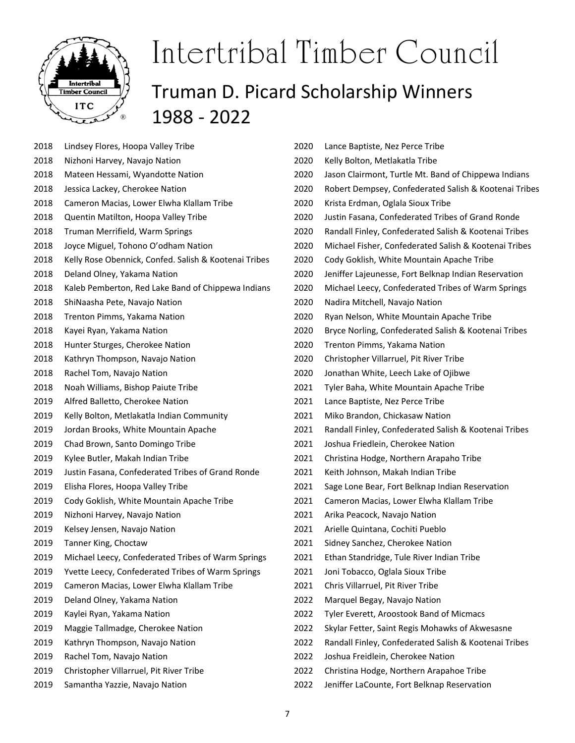# Intertribal Timber Council

## Truman D. Picard Scholarship Winners 1988 - 2022

2018 Lindsey Flores, Hoopa Valley Tribe
2018 Nizhoni Harvey, Navajo Nation
2018 Mateen Hessami, Wyandotte Nation
2018 Jessica Lackey, Cherokee Nation
2018 Cameron Macias, Lower Elwha Klallam Tribe
2018 Quentin Matilton, Hoopa Valley Tribe
2018 Truman Merrifield, Warm Springs
2018 Joyce Miguel, Tohono O'odham Nation
2018 Kelly Rose Obennick, Confed. Salish & Kootenai Tribes
2018 Deland Olney, Yakama Nation
2018 Kaleb Pemberton, Red Lake Band of Chippewa Indians
2018 ShiNaasha Pete, Navajo Nation
2018 Trenton Pimms, Yakama Nation
2018 Kayei Ryan, Yakama Nation
2018 Hunter Sturges, Cherokee Nation
2018 Kathryn Thompson, Navajo Nation
2018 Rachel Tom, Navajo Nation
2018 Noah Williams, Bishop Paiute Tribe
2019 Alfred Balletto, Cherokee Nation
2019 Kelly Bolton, Metlakatla Indian Community
2019 Jordan Brooks, White Mountain Apache
2019 Chad Brown, Santo Domingo Tribe
2019 Kylee Butler, Makah Indian Tribe
2019 Justin Fasana, Confederated Tribes of Grand Ronde
2019 Elisha Flores, Hoopa Valley Tribe
2019 Cody Goklish, White Mountain Apache Tribe
2019 Nizhoni Harvey, Navajo Nation
2019 Kelsey Jensen, Navajo Nation
2019 Tanner King, Choctaw
2019 Michael Leecy, Confederated Tribes of Warm Springs
2019 Yvette Leecy, Confederated Tribes of Warm Springs
2019 Cameron Macias, Lower Elwha Klallam Tribe
2019 Deland Olney, Yakama Nation
2019 Kaylei Ryan, Yakama Nation
2019 Maggie Tallmadge, Cherokee Nation
2019 Kathryn Thompson, Navajo Nation
2019 Rachel Tom, Navajo Nation
2019 Christopher Villarruel, Pit River Tribe
2019 Samantha Yazzie, Navajo Nation
2020 Lance Baptiste, Nez Perce Tribe
2020 Kelly Bolton, Metlakatla Tribe
2020 Jason Clairmont, Turtle Mt. Band of Chippewa Indians
2020 Robert Dempsey, Confederated Salish & Kootenai Tribes
2020 Krista Erdman, Oglala Sioux Tribe
2020 Justin Fasana, Confederated Tribes of Grand Ronde
2020 Randall Finley, Confederated Salish & Kootenai Tribes
2020 Michael Fisher, Confederated Salish & Kootenai Tribes
2020 Cody Goklish, White Mountain Apache Tribe
2020 Jeniffer Lajeunesse, Fort Belknap Indian Reservation
2020 Michael Leecy, Confederated Tribes of Warm Springs
2020 Nadira Mitchell, Navajo Nation
2020 Ryan Nelson, White Mountain Apache Tribe
2020 Bryce Norling, Confederated Salish & Kootenai Tribes
2020 Trenton Pimms, Yakama Nation
2020 Christopher Villarruel, Pit River Tribe
2020 Jonathan White, Leech Lake of Ojibwe
2021 Tyler Baha, White Mountain Apache Tribe
2021 Lance Baptiste, Nez Perce Tribe
2021 Miko Brandon, Chickasaw Nation
2021 Randall Finley, Confederated Salish & Kootenai Tribes
2021 Joshua Friedlein, Cherokee Nation
2021 Christina Hodge, Northern Arapaho Tribe
2021 Keith Johnson, Makah Indian Tribe
2021 Sage Lone Bear, Fort Belknap Indian Reservation
2021 Cameron Macias, Lower Elwha Klallam Tribe
2021 Arika Peacock, Navajo Nation
2021 Arielle Quintana, Cochiti Pueblo
2021 Sidney Sanchez, Cherokee Nation
2021 Ethan Standridge, Tule River Indian Tribe
2021 Joni Tobacco, Oglala Sioux Tribe
2021 Chris Villarruel, Pit River Tribe
2022 Marquel Begay, Navajo Nation
2022 Tyler Everett, Aroostook Band of Micmacs
2022 Skylar Fetter, Saint Regis Mohawks of Akwesasne
2022 Randall Finley, Confederated Salish & Kootenai Tribes
2022 Joshua Freidlein, Cherokee Nation
2022 Christina Hodge, Northern Arapahoe Tribe
2022 Jeniffer LaCounte, Fort Belknap Reservation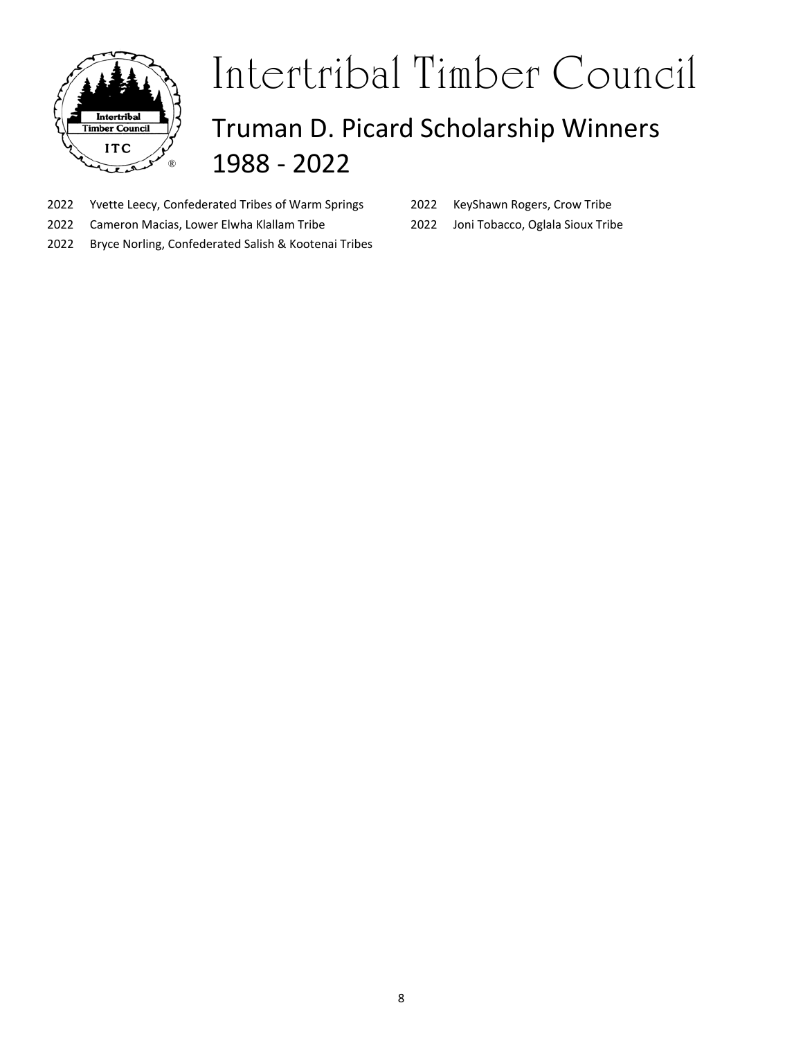# Intertribal Timber Council

## Truman D. Picard Scholarship Winners 1988 - 2022

2022 Yvette Leecy, Confederated Tribes of Warm Springs

2022 Cameron Macias, Lower Elwha Klallam Tribe

2022 Bryce Norling, Confederated Salish & Kootenai Tribes

2022 KeyShawn Rogers, Crow Tribe

2022 Joni Tobacco, Oglala Sioux Tribe